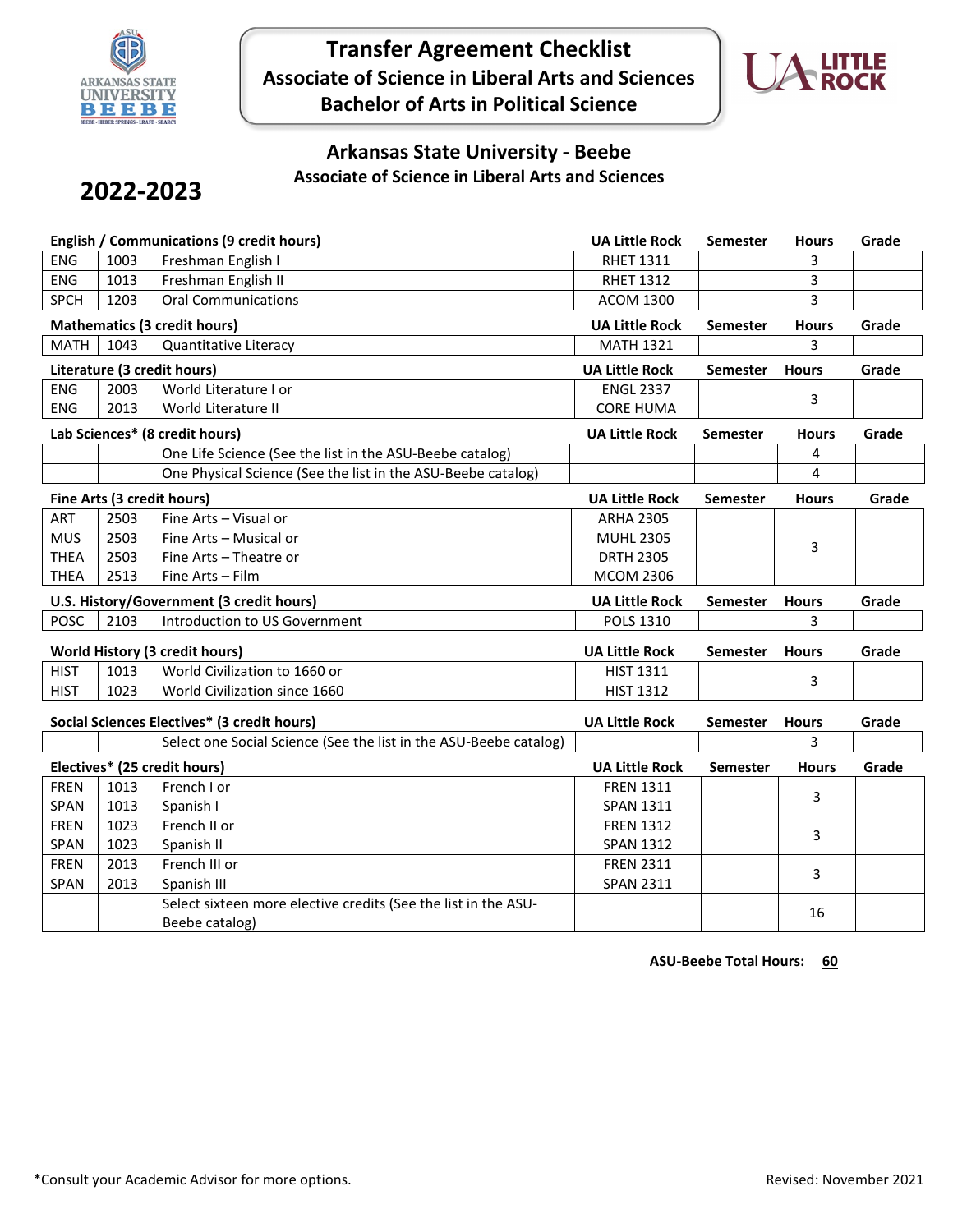# Transfer Agreement Checklist
## Associate of Science in Liberal Arts and Sciences
## Bachelor of Arts in Political Science

### Arkansas State University - Beebe
**Associate of Science in Liberal Arts and Sciences**

## 2022-2023

| English / Communications (9 credit hours) | | | UA Little Rock | Semester | Hours | Grade |
|---|---|---|---|---|---|---|
| ENG | 1003 | Freshman English I | RHET 1311 | | 3 | |
| ENG | 1013 | Freshman English II | RHET 1312 | | 3 | |
| SPCH | 1203 | Oral Communications | ACOM 1300 | | 3 | |

| Mathematics (3 credit hours) | | | UA Little Rock | Semester | Hours | Grade |
|---|---|---|---|---|---|---|
| MATH | 1043 | Quantitative Literacy | MATH 1321 | | 3 | |

| Literature (3 credit hours) | | | UA Little Rock | Semester | Hours | Grade |
|---|---|---|---|---|---|---|
| ENG | 2003 | World Literature I or | ENGL 2337 | | 3 | |
| ENG | 2013 | World Literature II | CORE HUMA | | | |

| Lab Sciences* (8 credit hours) | | | UA Little Rock | Semester | Hours | Grade |
|---|---|---|---|---|---|---|
| | | One Life Science (See the list in the ASU-Beebe catalog) | | | 4 | |
| | | One Physical Science (See the list in the ASU-Beebe catalog) | | | 4 | |

| Fine Arts (3 credit hours) | | | UA Little Rock | Semester | Hours | Grade |
|---|---|---|---|---|---|---|
| ART | 2503 | Fine Arts – Visual or | ARHA 2305 | | 3 | |
| MUS | 2503 | Fine Arts – Musical or | MUHL 2305 | | | |
| THEA | 2503 | Fine Arts – Theatre or | DRTH 2305 | | | |
| THEA | 2513 | Fine Arts – Film | MCOM 2306 | | | |

| U.S. History/Government (3 credit hours) | | | UA Little Rock | Semester | Hours | Grade |
|---|---|---|---|---|---|---|
| POSC | 2103 | Introduction to US Government | POLS 1310 | | 3 | |

| World History (3 credit hours) | | | UA Little Rock | Semester | Hours | Grade |
|---|---|---|---|---|---|---|
| HIST | 1013 | World Civilization to 1660 or | HIST 1311 | | 3 | |
| HIST | 1023 | World Civilization since 1660 | HIST 1312 | | | |

| Social Sciences Electives* (3 credit hours) | | | UA Little Rock | Semester | Hours | Grade |
|---|---|---|---|---|---|---|
| | | Select one Social Science (See the list in the ASU-Beebe catalog) | | | 3 | |

| Electives* (25 credit hours) | | | UA Little Rock | Semester | Hours | Grade |
|---|---|---|---|---|---|---|
| FREN | 1013 | French I or | FREN 1311 | | 3 | |
| SPAN | 1013 | Spanish I | SPAN 1311 | | | |
| FREN | 1023 | French II or | FREN 1312 | | 3 | |
| SPAN | 1023 | Spanish II | SPAN 1312 | | | |
| FREN | 2013 | French III or | FREN 2311 | | 3 | |
| SPAN | 2013 | Spanish III | SPAN 2311 | | | |
| | | Select sixteen more elective credits (See the list in the ASU-Beebe catalog) | | | 16 | |

**ASU-Beebe Total Hours:** **60**

*Consult your Academic Advisor for more options.

Revised: November 2021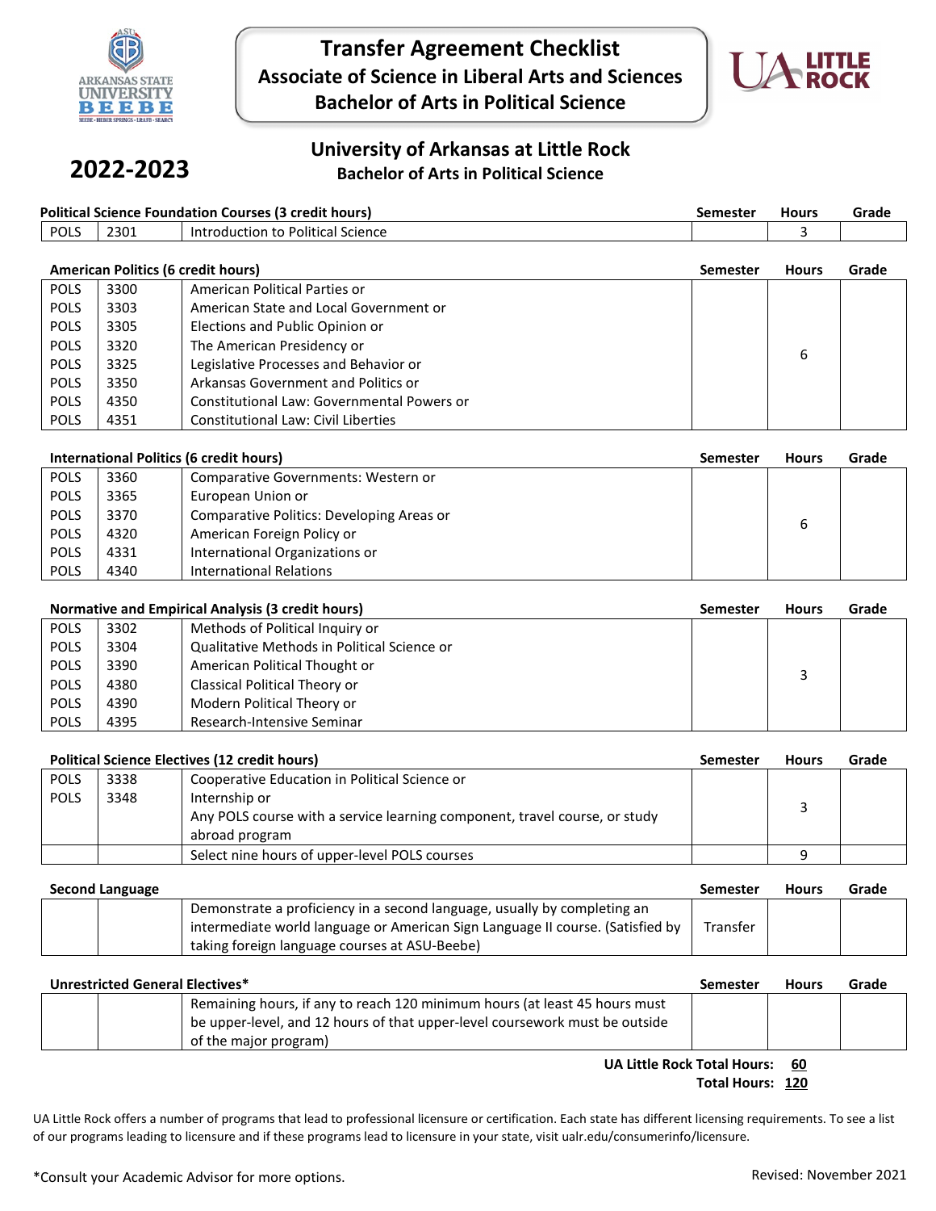# Transfer Agreement Checklist
## Associate of Science in Liberal Arts and Sciences
## Bachelor of Arts in Political Science

# 2022-2023

## University of Arkansas at Little Rock
### Bachelor of Arts in Political Science

| Political Science Foundation Courses (3 credit hours) | | | Semester | Hours | Grade |
|---|---|---|---|---|---|
| POLS | 2301 | Introduction to Political Science | | 3 | |

| American Politics (6 credit hours) | | | Semester | Hours | Grade |
|---|---|---|---|---|---|
| POLS | 3300 | American Political Parties or | | 6 | |
| POLS | 3303 | American State and Local Government or | | | |
| POLS | 3305 | Elections and Public Opinion or | | | |
| POLS | 3320 | The American Presidency or | | | |
| POLS | 3325 | Legislative Processes and Behavior or | | | |
| POLS | 3350 | Arkansas Government and Politics or | | | |
| POLS | 4350 | Constitutional Law: Governmental Powers or | | | |
| POLS | 4351 | Constitutional Law: Civil Liberties | | | |

| International Politics (6 credit hours) | | | Semester | Hours | Grade |
|---|---|---|---|---|---|
| POLS | 3360 | Comparative Governments: Western or | | 6 | |
| POLS | 3365 | European Union or | | | |
| POLS | 3370 | Comparative Politics: Developing Areas or | | | |
| POLS | 4320 | American Foreign Policy or | | | |
| POLS | 4331 | International Organizations or | | | |
| POLS | 4340 | International Relations | | | |

| Normative and Empirical Analysis (3 credit hours) | | | Semester | Hours | Grade |
|---|---|---|---|---|---|
| POLS | 3302 | Methods of Political Inquiry or | | 3 | |
| POLS | 3304 | Qualitative Methods in Political Science or | | | |
| POLS | 3390 | American Political Thought or | | | |
| POLS | 4380 | Classical Political Theory or | | | |
| POLS | 4390 | Modern Political Theory or | | | |
| POLS | 4395 | Research-Intensive Seminar | | | |

| Political Science Electives (12 credit hours) | | | Semester | Hours | Grade |
|---|---|---|---|---|---|
| POLS<br>POLS | 3338<br>3348 | Cooperative Education in Political Science or<br>Internship or<br>Any POLS course with a service learning component, travel course, or study abroad program | | 3 | |
| | | Select nine hours of upper-level POLS courses | | 9 | |

| Second Language | | | Semester | Hours | Grade |
|---|---|---|---|---|---|
| | | Demonstrate a proficiency in a second language, usually by completing an intermediate world language or American Sign Language II course. (Satisfied by taking foreign language courses at ASU-Beebe) | Transfer | | |

| Unrestricted General Electives* | | | Semester | Hours | Grade |
|---|---|---|---|---|---|
| | | Remaining hours, if any to reach 120 minimum hours (at least 45 hours must be upper-level, and 12 hours of that upper-level coursework must be outside of the major program) | | | |

**UA Little Rock Total Hours:** 60
**Total Hours:** 120

UA Little Rock offers a number of programs that lead to professional licensure or certification. Each state has different licensing requirements. To see a list of our programs leading to licensure and if these programs lead to licensure in your state, visit ualr.edu/consumerinfo/licensure.

*Consult your Academic Advisor for more options.

Revised: November 2021